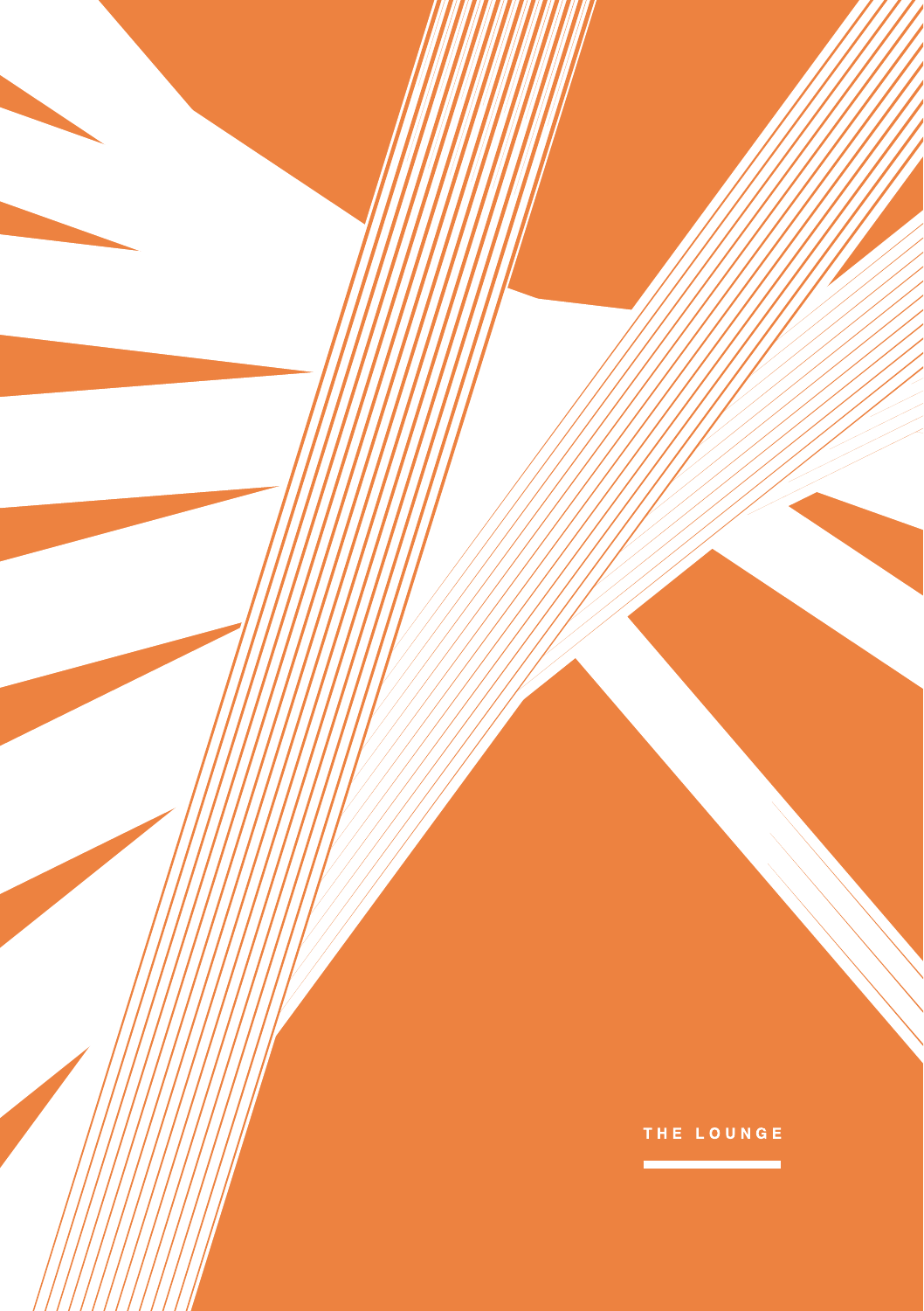THE LOUNGE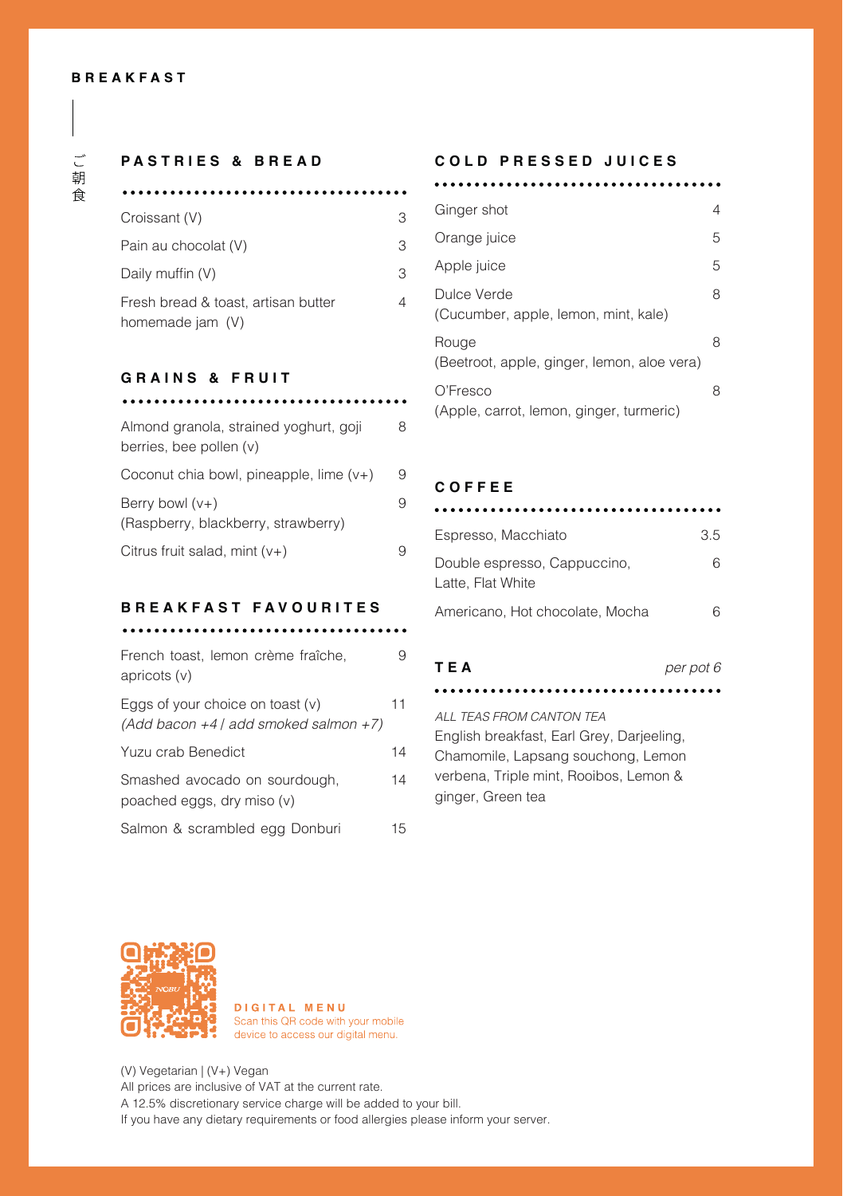# BREAKFAST

ご朝食

## PASTRIES & BREAD

| | |
|---|---|
| Croissant (V) | 3 |
| Pain au chocolat (V) | 3 |
| Daily muffin (V) | 3 |
| Fresh bread & toast, artisan butter homemade jam (V) | 4 |

## GRAINS & FRUIT

| | |
|---|---|
| Almond granola, strained yoghurt, goji berries, bee pollen (v) | 8 |
| Coconut chia bowl, pineapple, lime (v+) | 9 |
| Berry bowl (v+) (Raspberry, blackberry, strawberry) | 9 |
| Citrus fruit salad, mint (v+) | 9 |

## BREAKFAST FAVOURITES

| | |
|---|---|
| French toast, lemon crème fraîche, apricots (v) | 9 |
| Eggs of your choice on toast (v) *(Add bacon +4 / add smoked salmon +7)* | 11 |
| Yuzu crab Benedict | 14 |
| Smashed avocado on sourdough, poached eggs, dry miso (v) | 14 |
| Salmon & scrambled egg Donburi | 15 |

## COLD PRESSED JUICES

| | |
|---|---|
| Ginger shot | 4 |
| Orange juice | 5 |
| Apple juice | 5 |
| Dulce Verde (Cucumber, apple, lemon, mint, kale) | 8 |
| Rouge (Beetroot, apple, ginger, lemon, aloe vera) | 8 |
| O'Fresco (Apple, carrot, lemon, ginger, turmeric) | 8 |

## COFFEE

| | |
|---|---|
| Espresso, Macchiato | 3.5 |
| Double espresso, Cappuccino, Latte, Flat White | 6 |
| Americano, Hot chocolate, Mocha | 6 |

## TEA

*per pot 6*

*ALL TEAS FROM CANTON TEA*

English breakfast, Earl Grey, Darjeeling, Chamomile, Lapsang souchong, Lemon verbena, Triple mint, Rooibos, Lemon & ginger, Green tea

**DIGITAL MENU**
Scan this QR code with your mobile device to access our digital menu.

(V) Vegetarian | (V+) Vegan
All prices are inclusive of VAT at the current rate.
A 12.5% discretionary service charge will be added to your bill.
If you have any dietary requirements or food allergies please inform your server.